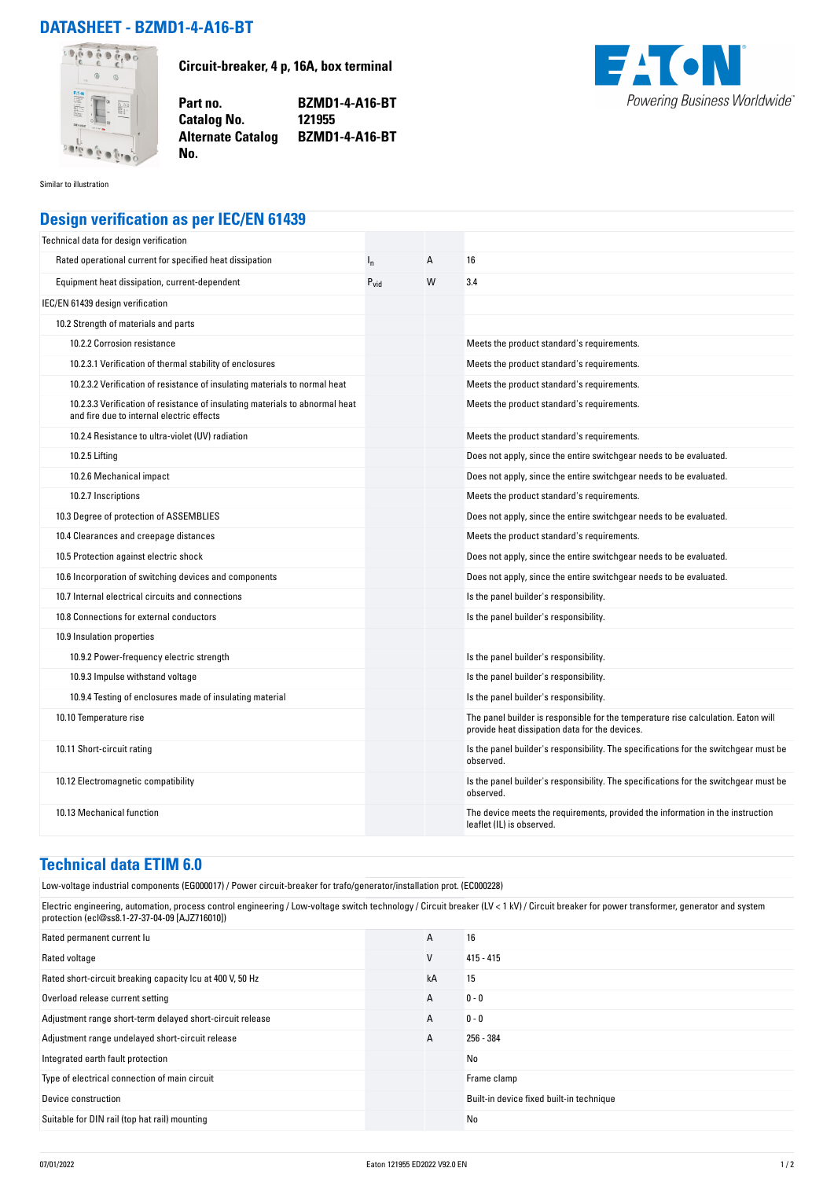# DATASHEET - BZMD1-4-A16-BT

**Circuit-breaker, 4 p, 16A, box terminal**

| | |
|---|---|
| **Part no.** | **BZMD1-4-A16-BT** |
| **Catalog No.** | **121955** |
| **Alternate Catalog No.** | **BZMD1-4-A16-BT** |

Powering Business Worldwide

Similar to illustration

## Design verification as per IEC/EN 61439

| | | | |
|---|---|---|---|
| Technical data for design verification | | | |
| Rated operational current for specified heat dissipation | $I_n$ | A | 16 |
| Equipment heat dissipation, current-dependent | $P_{vid}$ | W | 3.4 |
| IEC/EN 61439 design verification | | | |
| 10.2 Strength of materials and parts | | | |
| 10.2.2 Corrosion resistance | | | Meets the product standard's requirements. |
| 10.2.3.1 Verification of thermal stability of enclosures | | | Meets the product standard's requirements. |
| 10.2.3.2 Verification of resistance of insulating materials to normal heat | | | Meets the product standard's requirements. |
| 10.2.3.3 Verification of resistance of insulating materials to abnormal heat and fire due to internal electric effects | | | Meets the product standard's requirements. |
| 10.2.4 Resistance to ultra-violet (UV) radiation | | | Meets the product standard's requirements. |
| 10.2.5 Lifting | | | Does not apply, since the entire switchgear needs to be evaluated. |
| 10.2.6 Mechanical impact | | | Does not apply, since the entire switchgear needs to be evaluated. |
| 10.2.7 Inscriptions | | | Meets the product standard's requirements. |
| 10.3 Degree of protection of ASSEMBLIES | | | Does not apply, since the entire switchgear needs to be evaluated. |
| 10.4 Clearances and creepage distances | | | Meets the product standard's requirements. |
| 10.5 Protection against electric shock | | | Does not apply, since the entire switchgear needs to be evaluated. |
| 10.6 Incorporation of switching devices and components | | | Does not apply, since the entire switchgear needs to be evaluated. |
| 10.7 Internal electrical circuits and connections | | | Is the panel builder's responsibility. |
| 10.8 Connections for external conductors | | | Is the panel builder's responsibility. |
| 10.9 Insulation properties | | | |
| 10.9.2 Power-frequency electric strength | | | Is the panel builder's responsibility. |
| 10.9.3 Impulse withstand voltage | | | Is the panel builder's responsibility. |
| 10.9.4 Testing of enclosures made of insulating material | | | Is the panel builder's responsibility. |
| 10.10 Temperature rise | | | The panel builder is responsible for the temperature rise calculation. Eaton will provide heat dissipation data for the devices. |
| 10.11 Short-circuit rating | | | Is the panel builder's responsibility. The specifications for the switchgear must be observed. |
| 10.12 Electromagnetic compatibility | | | Is the panel builder's responsibility. The specifications for the switchgear must be observed. |
| 10.13 Mechanical function | | | The device meets the requirements, provided the information in the instruction leaflet (IL) is observed. |

## Technical data ETIM 6.0

Low-voltage industrial components (EG000017) / Power circuit-breaker for trafo/generator/installation prot. (EC000228)

Electric engineering, automation, process control engineering / Low-voltage switch technology / Circuit breaker (LV < 1 kV) / Circuit breaker for power transformer, generator and system protection (ecl@ss8.1-27-37-04-09 [AJZ716010])

| | | |
|---|---|---|
| Rated permanent current Iu | A | 16 |
| Rated voltage | V | 415 - 415 |
| Rated short-circuit breaking capacity Icu at 400 V, 50 Hz | kA | 15 |
| Overload release current setting | A | 0 - 0 |
| Adjustment range short-term delayed short-circuit release | A | 0 - 0 |
| Adjustment range undelayed short-circuit release | A | 256 - 384 |
| Integrated earth fault protection | | No |
| Type of electrical connection of main circuit | | Frame clamp |
| Device construction | | Built-in device fixed built-in technique |
| Suitable for DIN rail (top hat rail) mounting | | No |

07/01/2022 Eaton 121955 ED2022 V92.0 EN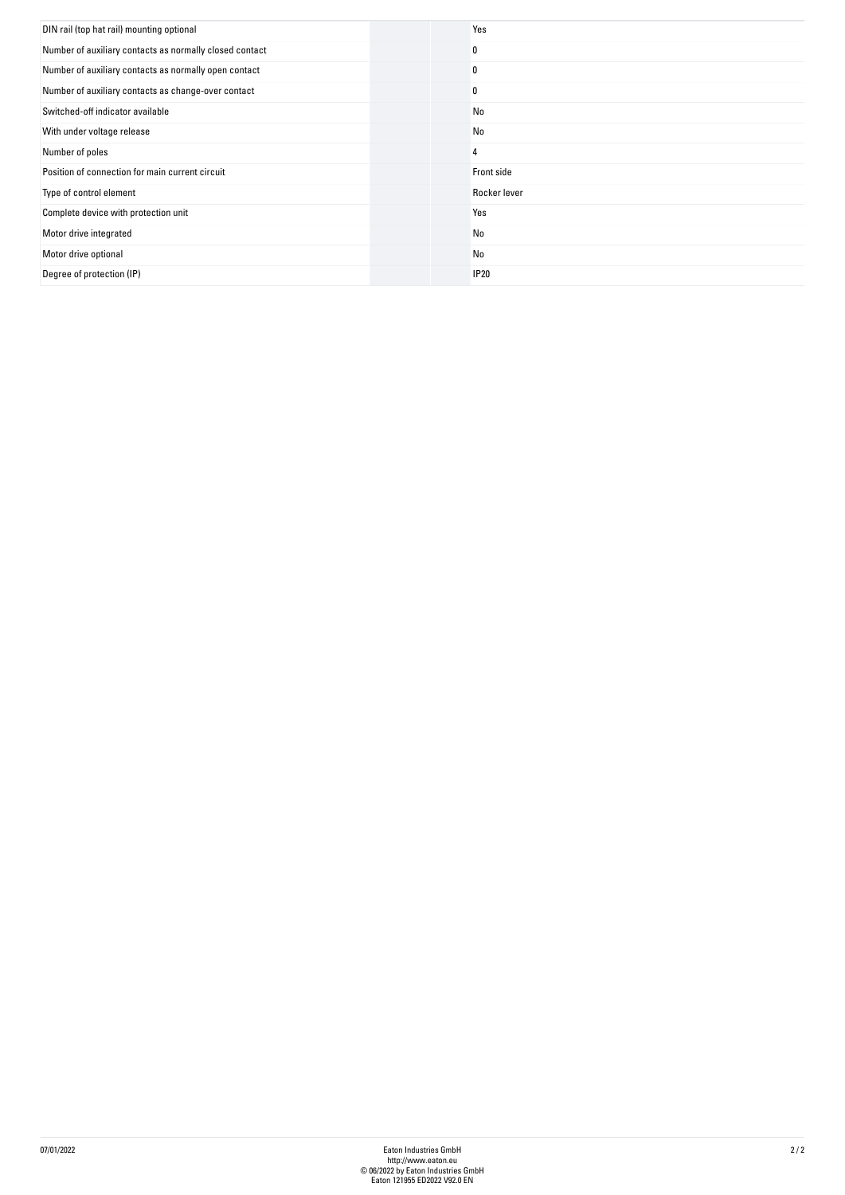| | | |
|---|---|---|
| DIN rail (top hat rail) mounting optional | | Yes |
| Number of auxiliary contacts as normally closed contact | | 0 |
| Number of auxiliary contacts as normally open contact | | 0 |
| Number of auxiliary contacts as change-over contact | | 0 |
| Switched-off indicator available | | No |
| With under voltage release | | No |
| Number of poles | | 4 |
| Position of connection for main current circuit | | Front side |
| Type of control element | | Rocker lever |
| Complete device with protection unit | | Yes |
| Motor drive integrated | | No |
| Motor drive optional | | No |
| Degree of protection (IP) | | IP20 |